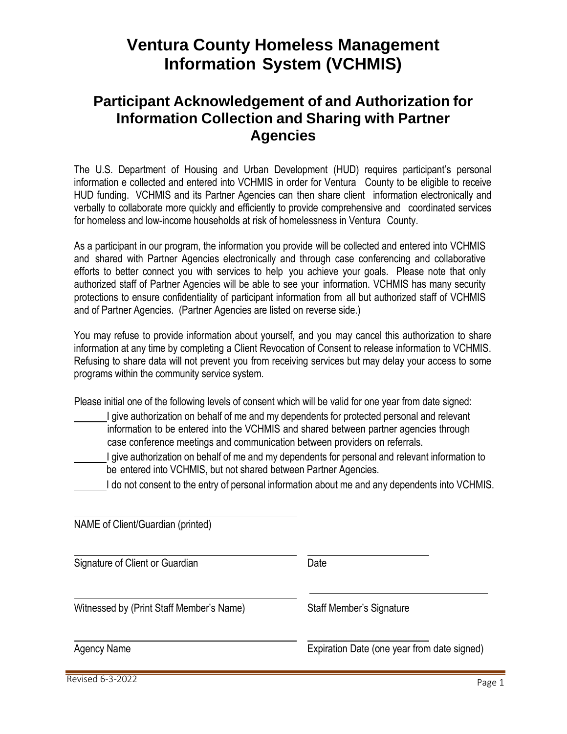# Ventura County Homeless Management Information System (VCHMIS)

## Participant Acknowledgement of and Authorization for Information Collection and Sharing with Partner Agencies

The U.S. Department of Housing and Urban Development (HUD) requires participant's personal information e collected and entered into VCHMIS in order for Ventura County to be eligible to receive HUD funding. VCHMIS and its Partner Agencies can then share client information electronically and verbally to collaborate more quickly and efficiently to provide comprehensive and coordinated services for homeless and low-income households at risk of homelessness in Ventura County.

As a participant in our program, the information you provide will be collected and entered into VCHMIS and shared with Partner Agencies electronically and through case conferencing and collaborative efforts to better connect you with services to help you achieve your goals. Please note that only authorized staff of Partner Agencies will be able to see your information. VCHMIS has many security protections to ensure confidentiality of participant information from all but authorized staff of VCHMIS and of Partner Agencies. (Partner Agencies are listed on reverse side.)

You may refuse to provide information about yourself, and you may cancel this authorization to share information at any time by completing a Client Revocation of Consent to release information to VCHMIS. Refusing to share data will not prevent you from receiving services but may delay your access to some programs within the community service system.

Please initial one of the following levels of consent which will be valid for one year from date signed:

______ I give authorization on behalf of me and my dependents for protected personal and relevant information to be entered into the VCHMIS and shared between partner agencies through case conference meetings and communication between providers on referrals.

______ I give authorization on behalf of me and my dependents for personal and relevant information to be entered into VCHMIS, but not shared between Partner Agencies.

______ I do not consent to the entry of personal information about me and any dependents into VCHMIS.

______________________________
NAME of Client/Guardian (printed)

______________________________ ______________________
Signature of Client or Guardian Date

______________________________ ______________________
Witnessed by (Print Staff Member's Name) Staff Member's Signature

______________________________ ______________________
Agency Name Expiration Date (one year from date signed)

Revised 6-3-2022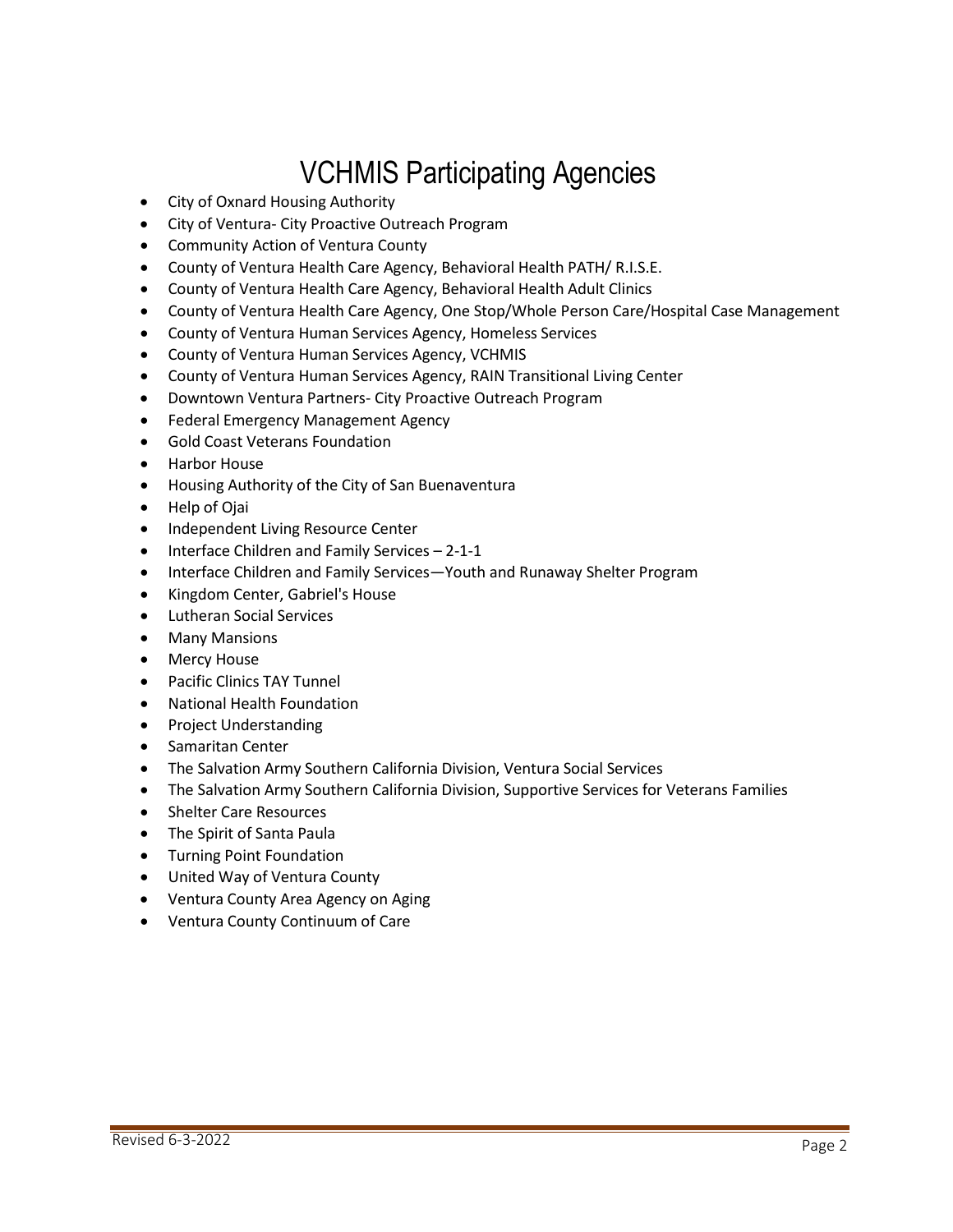# VCHMIS Participating Agencies

- City of Oxnard Housing Authority
- City of Ventura- City Proactive Outreach Program
- Community Action of Ventura County
- County of Ventura Health Care Agency, Behavioral Health PATH/ R.I.S.E.
- County of Ventura Health Care Agency, Behavioral Health Adult Clinics
- County of Ventura Health Care Agency, One Stop/Whole Person Care/Hospital Case Management
- County of Ventura Human Services Agency, Homeless Services
- County of Ventura Human Services Agency, VCHMIS
- County of Ventura Human Services Agency, RAIN Transitional Living Center
- Downtown Ventura Partners- City Proactive Outreach Program
- Federal Emergency Management Agency
- Gold Coast Veterans Foundation
- Harbor House
- Housing Authority of the City of San Buenaventura
- Help of Ojai
- Independent Living Resource Center
- Interface Children and Family Services – 2-1-1
- Interface Children and Family Services—Youth and Runaway Shelter Program
- Kingdom Center, Gabriel's House
- Lutheran Social Services
- Many Mansions
- Mercy House
- Pacific Clinics TAY Tunnel
- National Health Foundation
- Project Understanding
- Samaritan Center
- The Salvation Army Southern California Division, Ventura Social Services
- The Salvation Army Southern California Division, Supportive Services for Veterans Families
- Shelter Care Resources
- The Spirit of Santa Paula
- Turning Point Foundation
- United Way of Ventura County
- Ventura County Area Agency on Aging
- Ventura County Continuum of Care

Revised 6-3-2022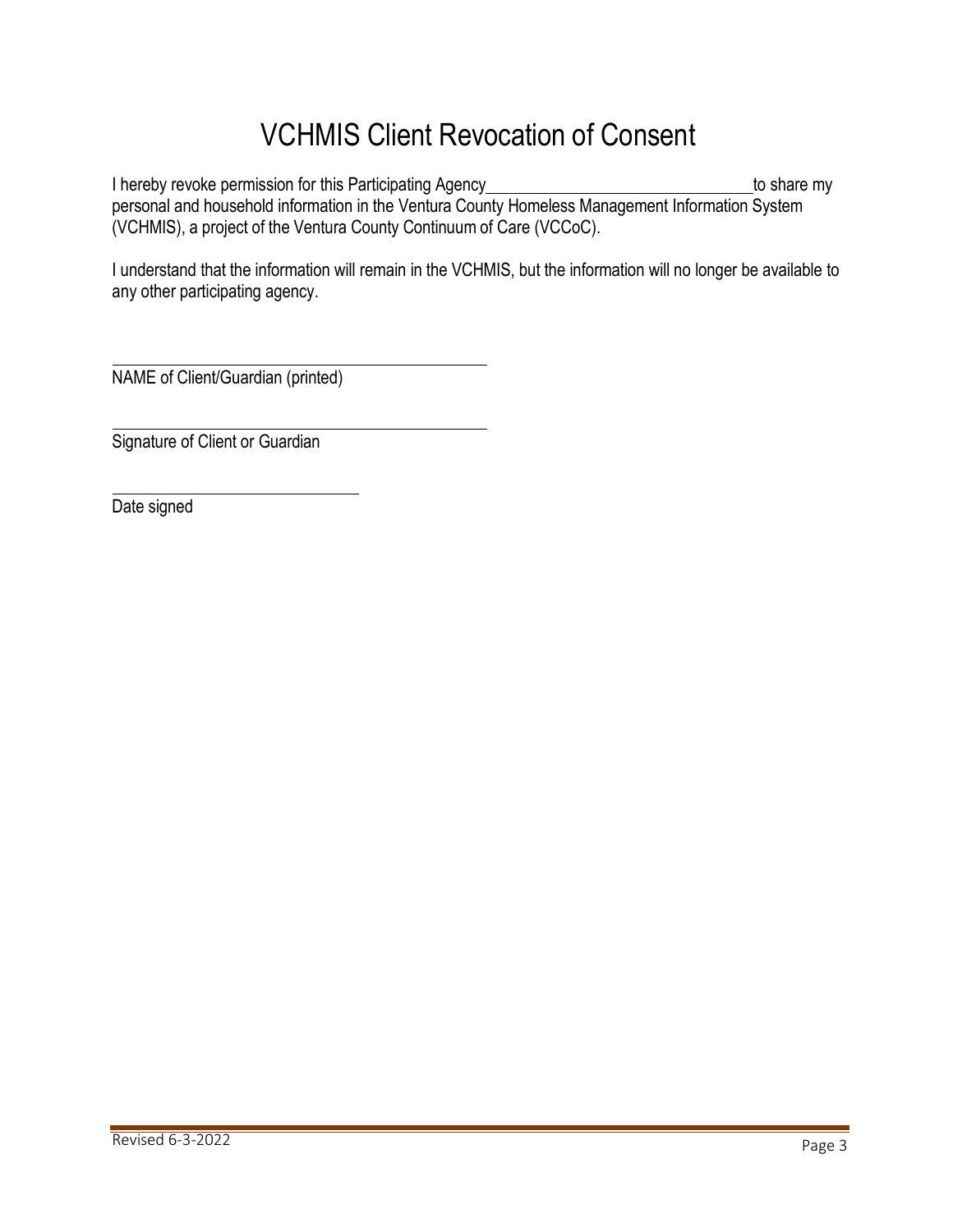# VCHMIS Client Revocation of Consent

I hereby revoke permission for this Participating Agency_______________________________to share my personal and household information in the Ventura County Homeless Management Information System (VCHMIS), a project of the Ventura County Continuum of Care (VCCoC).

I understand that the information will remain in the VCHMIS, but the information will no longer be available to any other participating agency.

_____________________________________________

NAME of Client/Guardian (printed)

_____________________________________________

Signature of Client or Guardian

______________________________

Date signed